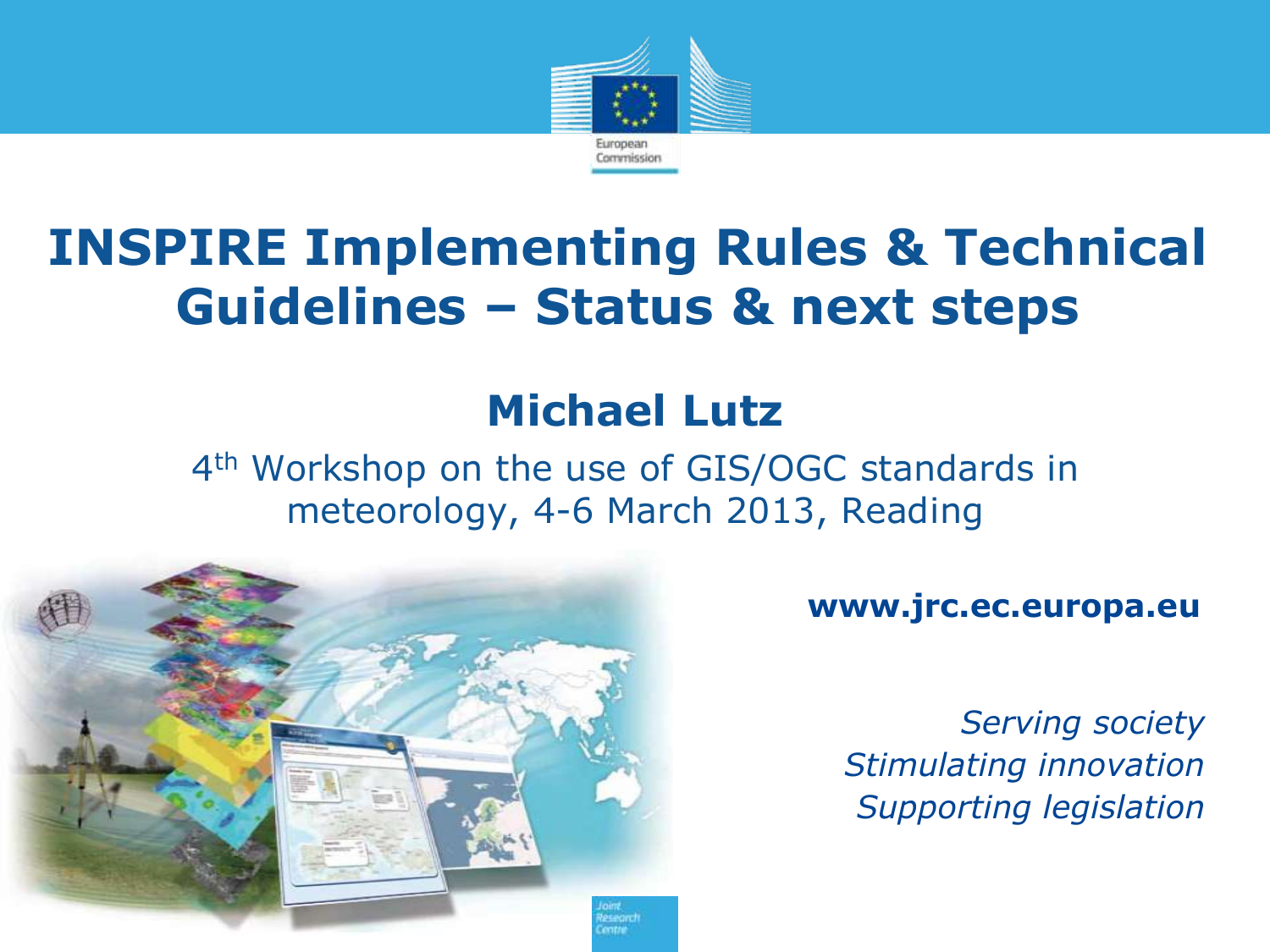# INSPIRE Implementing Rules & Technical Guidelines – Status & next steps

## Michael Lutz

4th Workshop on the use of GIS/OGC standards in meteorology, 4-6 March 2013, Reading

**www.jrc.ec.europa.eu**

*Serving society*
*Stimulating innovation*
*Supporting legislation*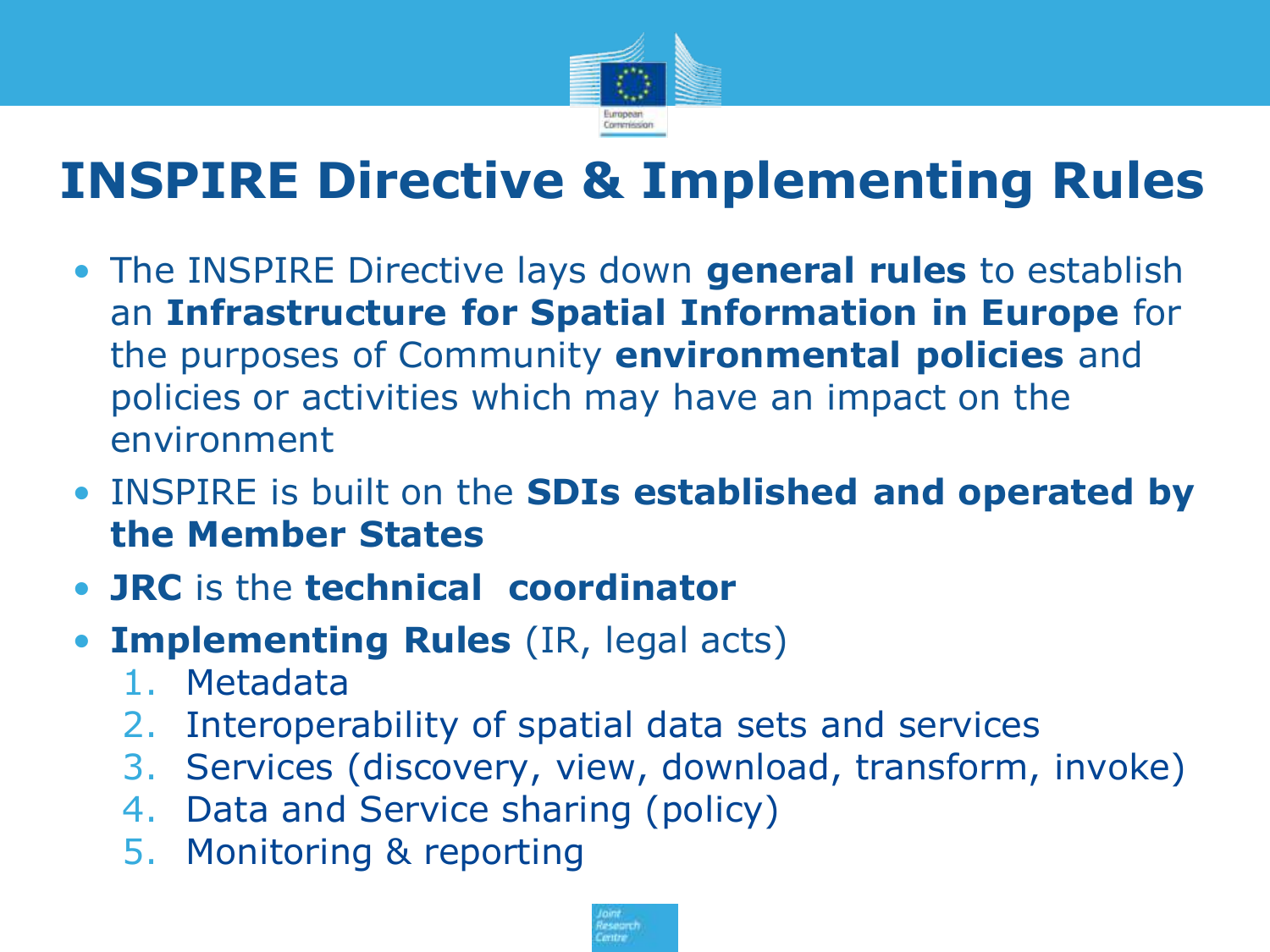# INSPIRE Directive & Implementing Rules

- The INSPIRE Directive lays down **general rules** to establish an **Infrastructure for Spatial Information in Europe** for the purposes of Community **environmental policies** and policies or activities which may have an impact on the environment
- INSPIRE is built on the **SDIs established and operated by the Member States**
- **JRC** is the **technical coordinator**
- **Implementing Rules** (IR, legal acts)
  1. Metadata
  2. Interoperability of spatial data sets and services
  3. Services (discovery, view, download, transform, invoke)
  4. Data and Service sharing (policy)
  5. Monitoring & reporting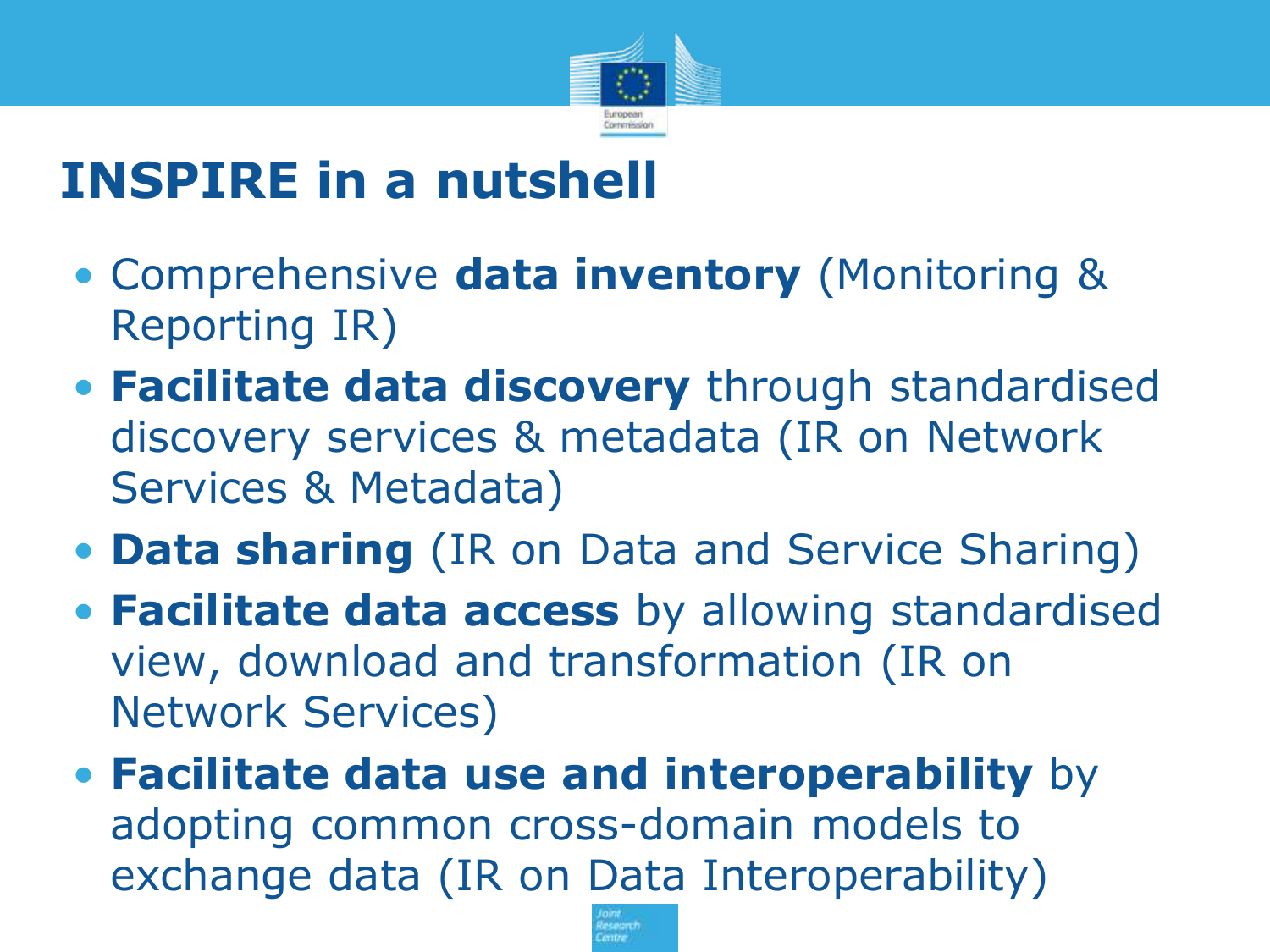# INSPIRE in a nutshell

- Comprehensive **data inventory** (Monitoring & Reporting IR)
- **Facilitate data discovery** through standardised discovery services & metadata (IR on Network Services & Metadata)
- **Data sharing** (IR on Data and Service Sharing)
- **Facilitate data access** by allowing standardised view, download and transformation (IR on Network Services)
- **Facilitate data use and interoperability** by adopting common cross-domain models to exchange data (IR on Data Interoperability)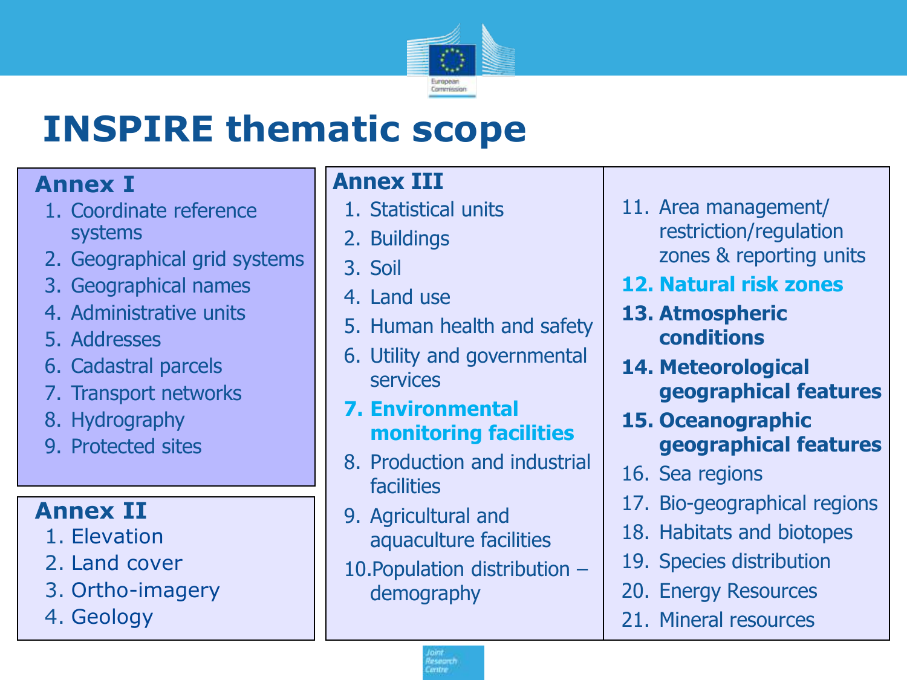# INSPIRE thematic scope

## Annex I

1. Coordinate reference systems
2. Geographical grid systems
3. Geographical names
4. Administrative units
5. Addresses
6. Cadastral parcels
7. Transport networks
8. Hydrography
9. Protected sites

## Annex II

1. Elevation
2. Land cover
3. Ortho-imagery
4. Geology

## Annex III

1. Statistical units
2. Buildings
3. Soil
4. Land use
5. Human health and safety
6. Utility and governmental services
7. **Environmental monitoring facilities**
8. Production and industrial facilities
9. Agricultural and aquaculture facilities
10. Population distribution – demography
11. Area management/ restriction/regulation zones & reporting units
12. **Natural risk zones**
13. **Atmospheric conditions**
14. **Meteorological geographical features**
15. **Oceanographic geographical features**
16. Sea regions
17. Bio-geographical regions
18. Habitats and biotopes
19. Species distribution
20. Energy Resources
21. Mineral resources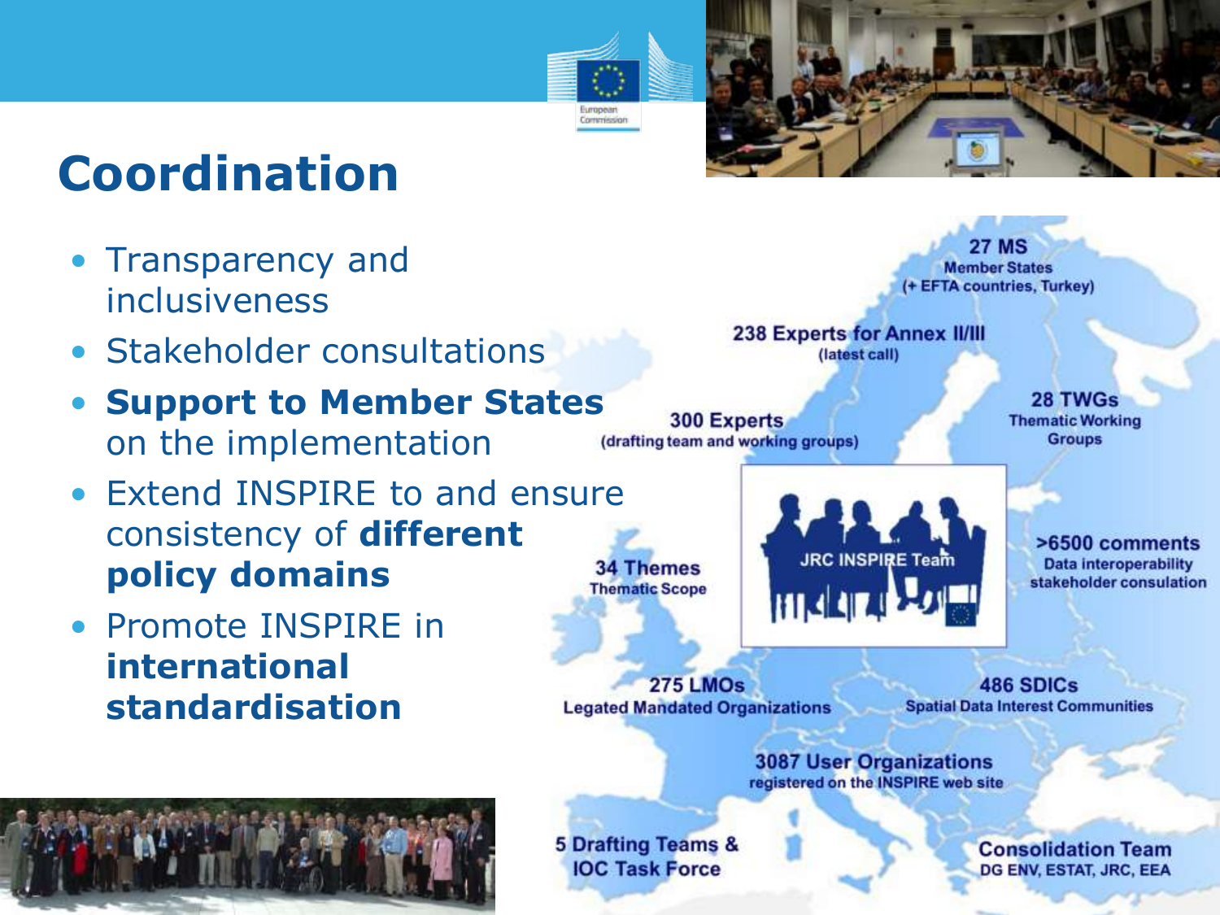# Coordination

- Transparency and inclusiveness
- Stakeholder consultations
- **Support to Member States** on the implementation
- Extend INSPIRE to and ensure consistency of **different policy domains**
- Promote INSPIRE in **international standardisation**

**27 MS**
Member States
(+ EFTA countries, Turkey)

**238 Experts for Annex II/III**
(latest call)

**300 Experts**
(drafting team and working groups)

**28 TWGs**
Thematic Working Groups

**34 Themes**
Thematic Scope

JRC INSPIRE Team

**>6500 comments**
Data interoperability stakeholder consulation

**275 LMOs**
Legated Mandated Organizations

**486 SDICs**
Spatial Data Interest Communities

**3087 User Organizations**
registered on the INSPIRE web site

**5 Drafting Teams & IOC Task Force**

**Consolidation Team**
DG ENV, ESTAT, JRC, EEA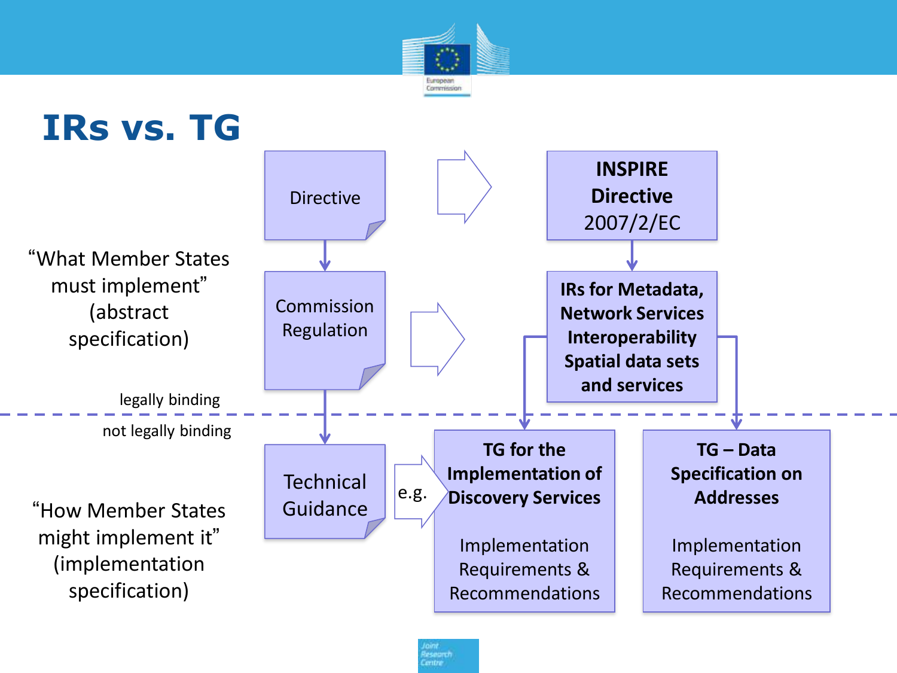# IRs vs. TG

“What Member States must implement” (abstract specification)

legally binding

not legally binding

“How Member States might implement it” (implementation specification)

Directive

Commission Regulation

Technical Guidance

**INSPIRE Directive** 2007/2/EC

**IRs for Metadata, Network Services Interoperability Spatial data sets and services**

e.g.

**TG for the Implementation of Discovery Services**

Implementation Requirements & Recommendations

**TG – Data Specification on Addresses**

Implementation Requirements & Recommendations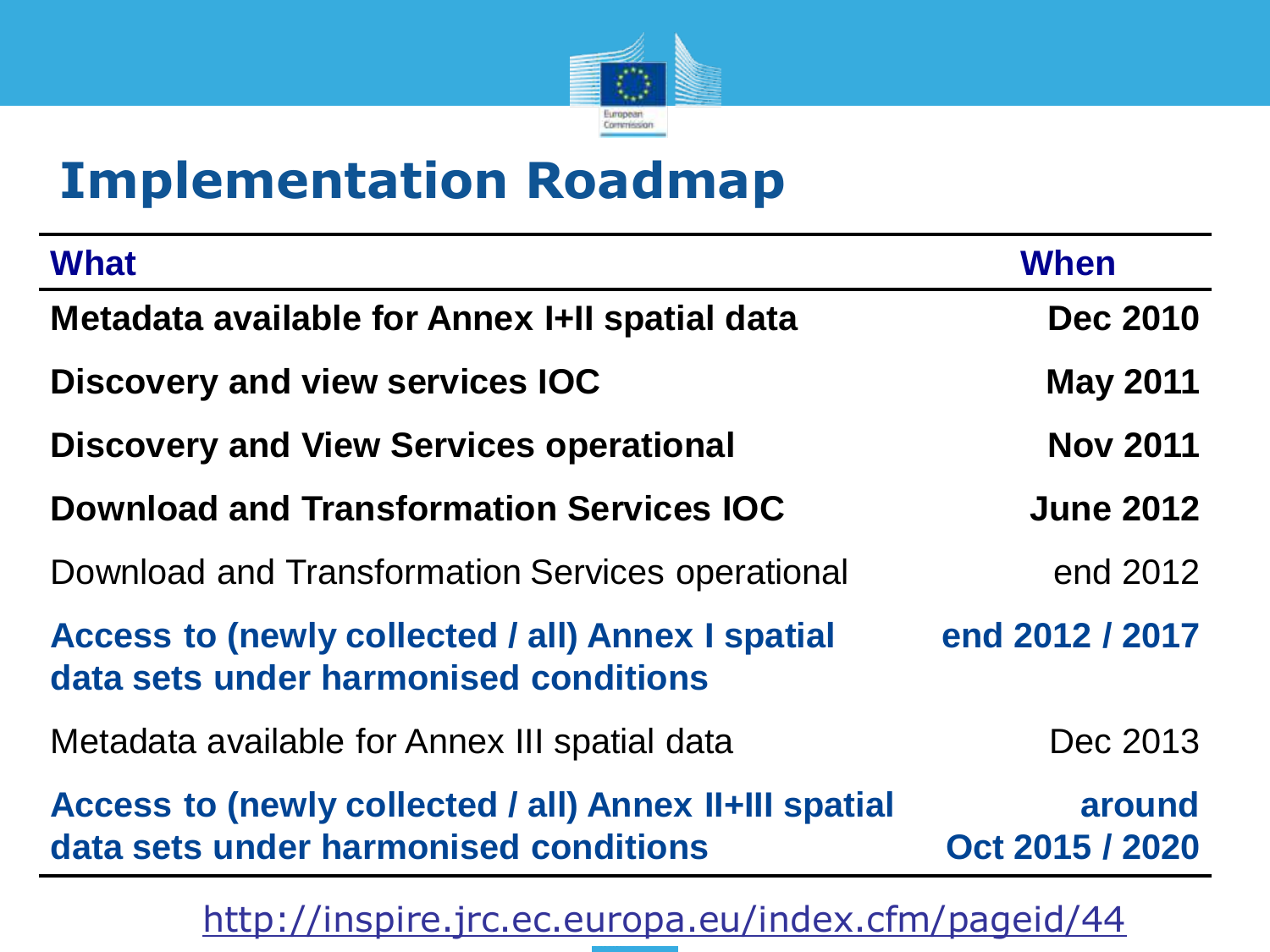# Implementation Roadmap

| What | When |
|---|---|
| **Metadata available for Annex I+II spatial data** | **Dec 2010** |
| **Discovery and view services IOC** | **May 2011** |
| **Discovery and View Services operational** | **Nov 2011** |
| **Download and Transformation Services IOC** | **June 2012** |
| Download and Transformation Services operational | end 2012 |
| **Access to (newly collected / all) Annex I spatial data sets under harmonised conditions** | **end 2012 / 2017** |
| Metadata available for Annex III spatial data | Dec 2013 |
| **Access to (newly collected / all) Annex II+III spatial data sets under harmonised conditions** | **around Oct 2015 / 2020** |

http://inspire.jrc.ec.europa.eu/index.cfm/pageid/44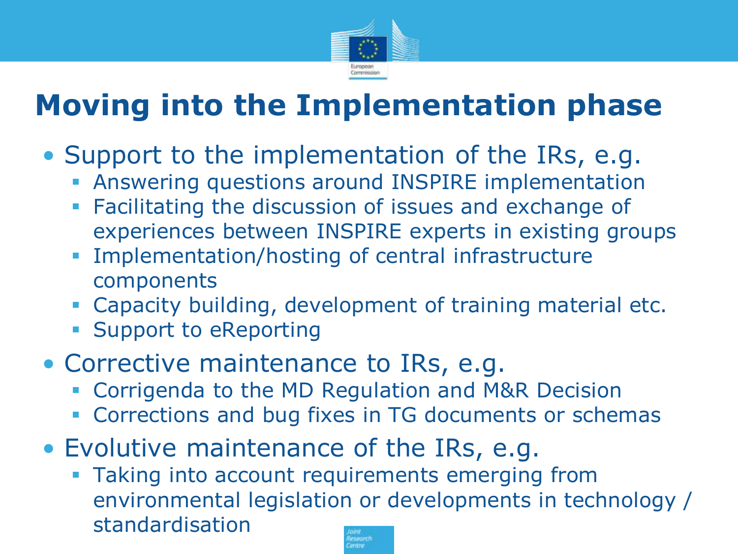# Moving into the Implementation phase

- Support to the implementation of the IRs, e.g.
  - Answering questions around INSPIRE implementation
  - Facilitating the discussion of issues and exchange of experiences between INSPIRE experts in existing groups
  - Implementation/hosting of central infrastructure components
  - Capacity building, development of training material etc.
  - Support to eReporting
- Corrective maintenance to IRs, e.g.
  - Corrigenda to the MD Regulation and M&R Decision
  - Corrections and bug fixes in TG documents or schemas
- Evolutive maintenance of the IRs, e.g.
  - Taking into account requirements emerging from environmental legislation or developments in technology / standardisation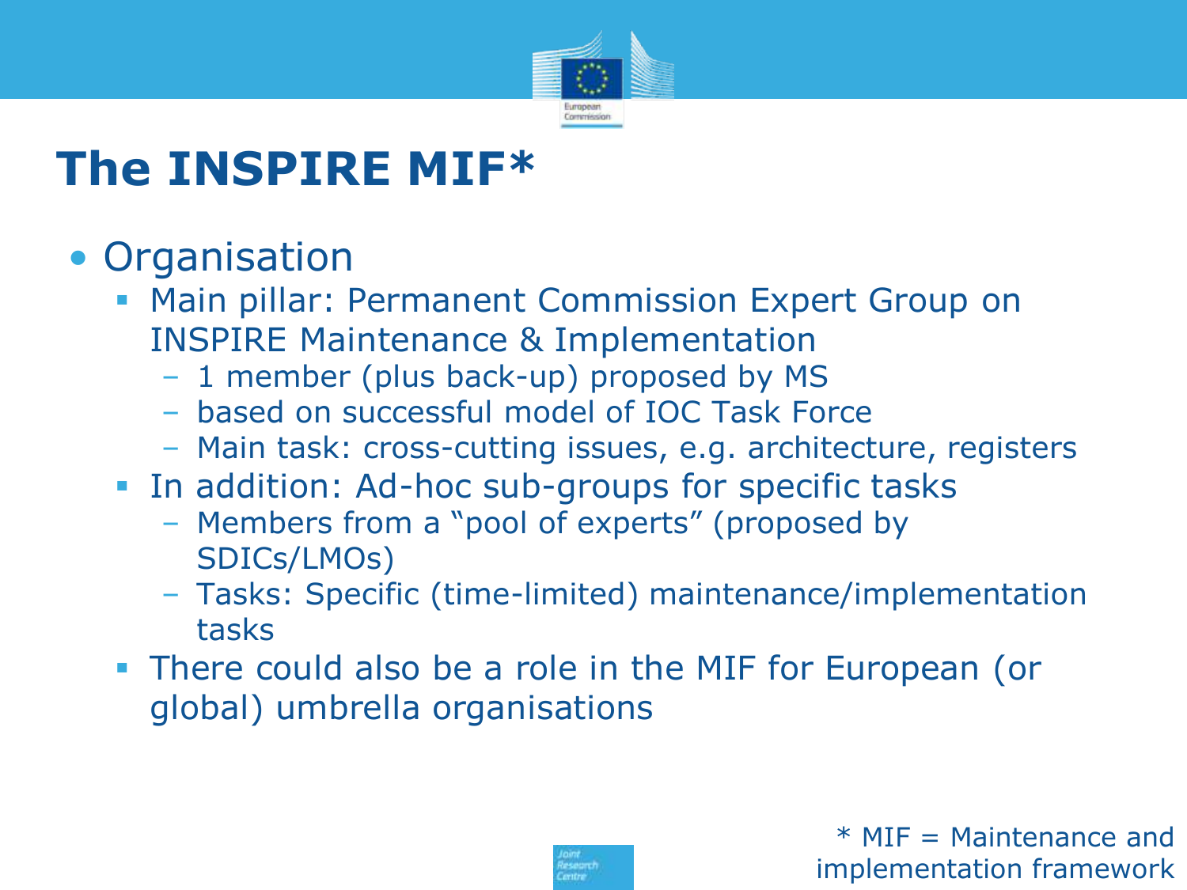# The INSPIRE MIF*

- Organisation
  - Main pillar: Permanent Commission Expert Group on INSPIRE Maintenance & Implementation
    - 1 member (plus back-up) proposed by MS
    - based on successful model of IOC Task Force
    - Main task: cross-cutting issues, e.g. architecture, registers
  - In addition: Ad-hoc sub-groups for specific tasks
    - Members from a "pool of experts" (proposed by SDICs/LMOs)
    - Tasks: Specific (time-limited) maintenance/implementation tasks
  - There could also be a role in the MIF for European (or global) umbrella organisations

* MIF = Maintenance and implementation framework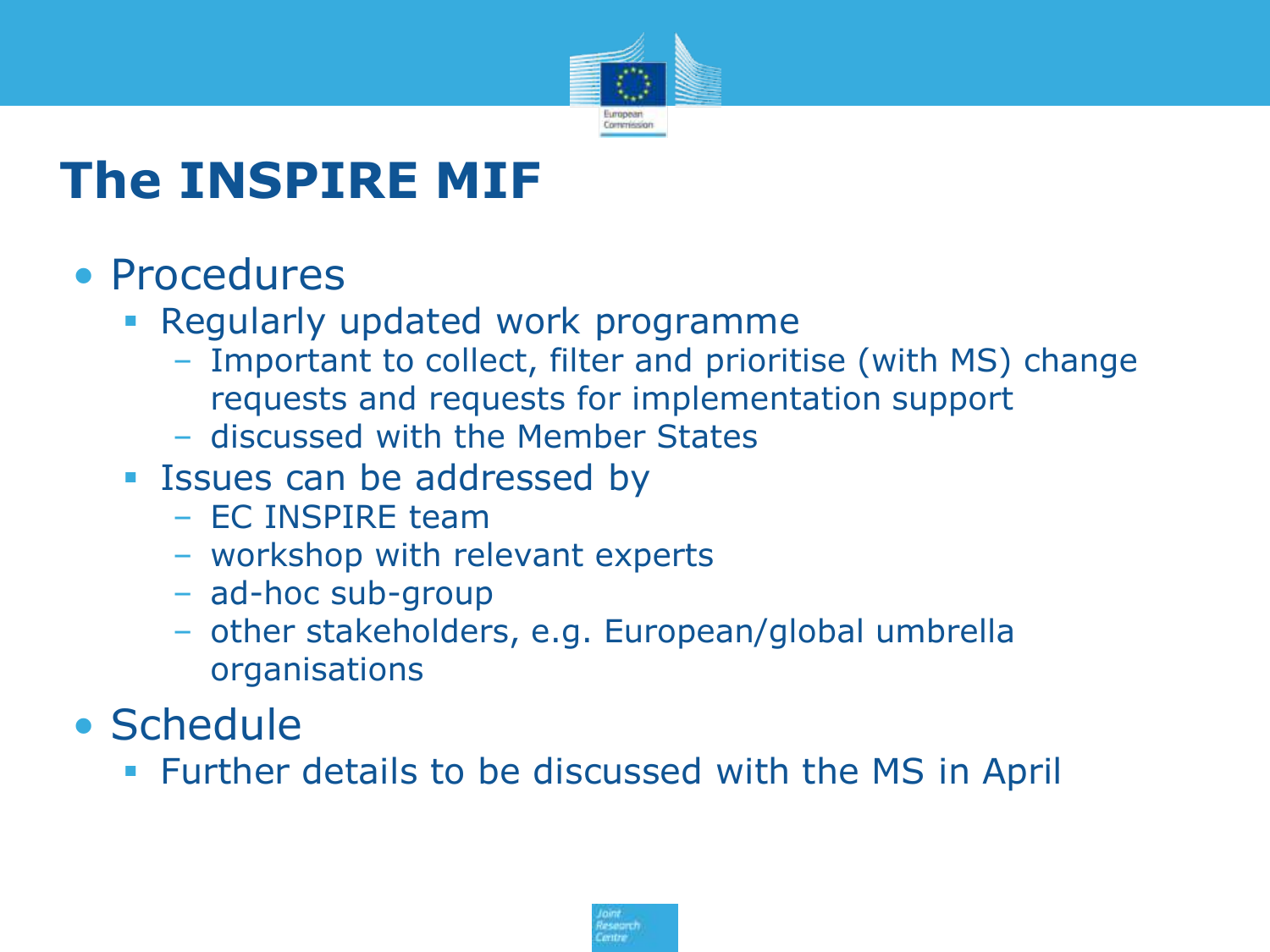# The INSPIRE MIF

- Procedures
  - Regularly updated work programme
    - Important to collect, filter and prioritise (with MS) change requests and requests for implementation support
    - discussed with the Member States
  - Issues can be addressed by
    - EC INSPIRE team
    - workshop with relevant experts
    - ad-hoc sub-group
    - other stakeholders, e.g. European/global umbrella organisations
- Schedule
  - Further details to be discussed with the MS in April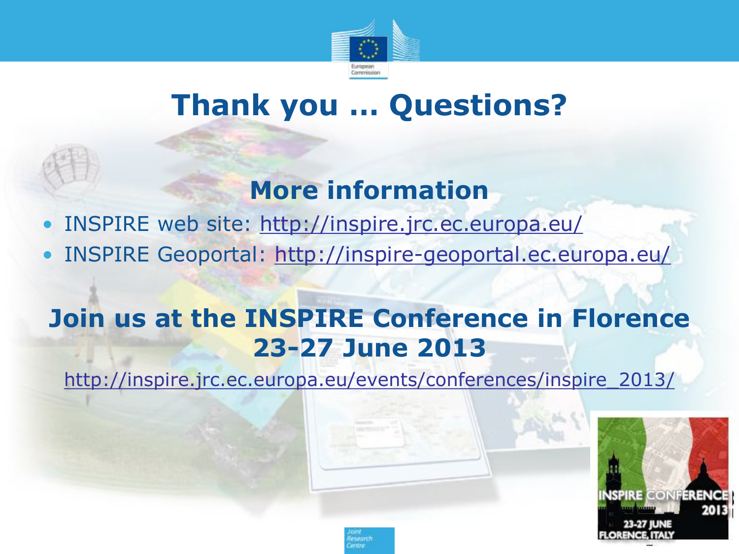# Thank you … Questions?

## More information

- INSPIRE web site: http://inspire.jrc.ec.europa.eu/
- INSPIRE Geoportal: http://inspire-geoportal.ec.europa.eu/

## Join us at the INSPIRE Conference in Florence 23-27 June 2013

http://inspire.jrc.ec.europa.eu/events/conferences/inspire_2013/